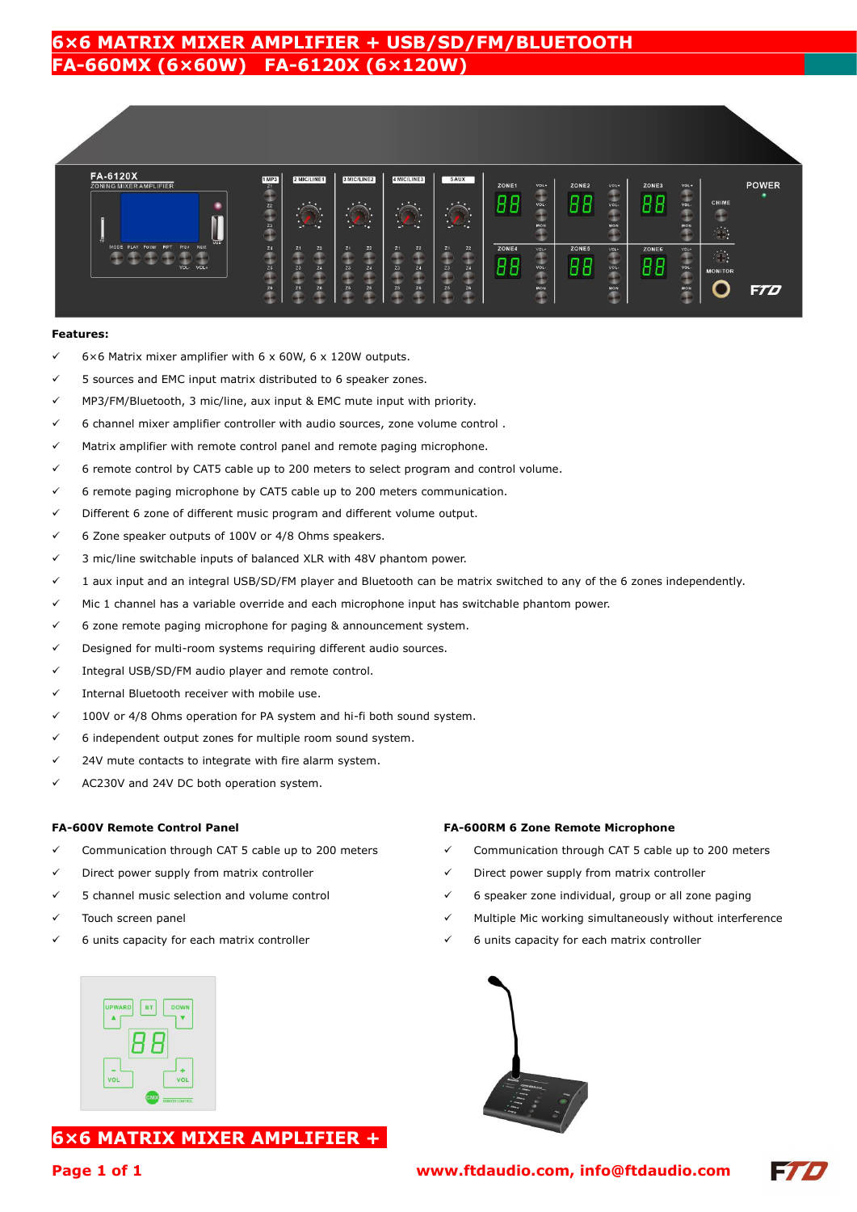# 6×6 MATRIX MIXER AMPLIFIER + USB/SD/FM/BLUETOOTH
# FA-660MX (6×60W) FA-6120X (6×120W)

**Features:**

- ✓ 6×6 Matrix mixer amplifier with 6 x 60W, 6 x 120W outputs.
- ✓ 5 sources and EMC input matrix distributed to 6 speaker zones.
- ✓ MP3/FM/Bluetooth, 3 mic/line, aux input & EMC mute input with priority.
- ✓ 6 channel mixer amplifier controller with audio sources, zone volume control .
- ✓ Matrix amplifier with remote control panel and remote paging microphone.
- ✓ 6 remote control by CAT5 cable up to 200 meters to select program and control volume.
- ✓ 6 remote paging microphone by CAT5 cable up to 200 meters communication.
- ✓ Different 6 zone of different music program and different volume output.
- ✓ 6 Zone speaker outputs of 100V or 4/8 Ohms speakers.
- ✓ 3 mic/line switchable inputs of balanced XLR with 48V phantom power.
- ✓ 1 aux input and an integral USB/SD/FM player and Bluetooth can be matrix switched to any of the 6 zones independently.
- ✓ Mic 1 channel has a variable override and each microphone input has switchable phantom power.
- ✓ 6 zone remote paging microphone for paging & announcement system.
- ✓ Designed for multi-room systems requiring different audio sources.
- ✓ Integral USB/SD/FM audio player and remote control.
- ✓ Internal Bluetooth receiver with mobile use.
- ✓ 100V or 4/8 Ohms operation for PA system and hi-fi both sound system.
- ✓ 6 independent output zones for multiple room sound system.
- ✓ 24V mute contacts to integrate with fire alarm system.
- ✓ AC230V and 24V DC both operation system.

**FA-600V Remote Control Panel**

- ✓ Communication through CAT 5 cable up to 200 meters
- ✓ Direct power supply from matrix controller
- ✓ 5 channel music selection and volume control
- ✓ Touch screen panel
- ✓ 6 units capacity for each matrix controller

**FA-600RM 6 Zone Remote Microphone**

- ✓ Communication through CAT 5 cable up to 200 meters
- ✓ Direct power supply from matrix controller
- ✓ 6 speaker zone individual, group or all zone paging
- ✓ Multiple Mic working simultaneously without interference
- ✓ 6 units capacity for each matrix controller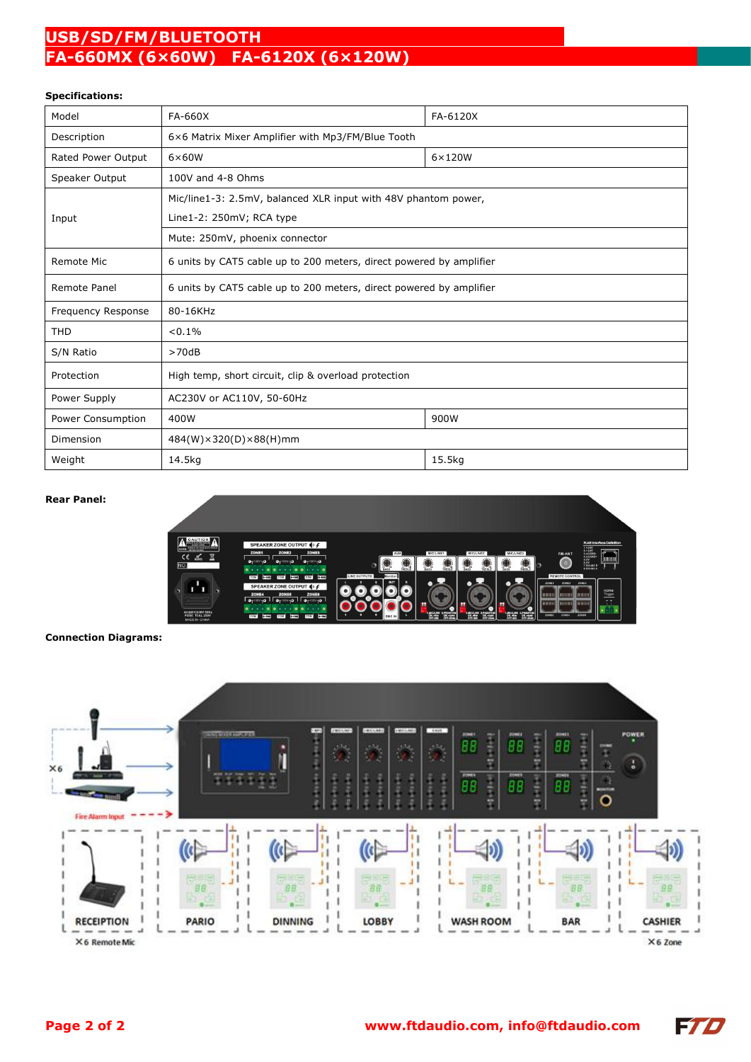# USB/SD/FM/BLUETOOTH
# FA-660MX (6×60W)  FA-6120X (6×120W)

**Specifications:**

| | | |
|---|---|---|
| Model | FA-660X | FA-6120X |
| Description | 6×6 Matrix Mixer Amplifier with Mp3/FM/Blue Tooth | |
| Rated Power Output | 6×60W | 6×120W |
| Speaker Output | 100V and 4-8 Ohms | |
| Input | Mic/line1-3: 2.5mV, balanced XLR input with 48V phantom power, Line1-2: 250mV; RCA type | |
| | Mute: 250mV, phoenix connector | |
| Remote Mic | 6 units by CAT5 cable up to 200 meters, direct powered by amplifier | |
| Remote Panel | 6 units by CAT5 cable up to 200 meters, direct powered by amplifier | |
| Frequency Response | 80-16KHz | |
| THD | <0.1% | |
| S/N Ratio | >70dB | |
| Protection | High temp, short circuit, clip & overload protection | |
| Power Supply | AC230V or AC110V, 50-60Hz | |
| Power Consumption | 400W | 900W |
| Dimension | 484(W)×320(D)×88(H)mm | |
| Weight | 14.5kg | 15.5kg |

**Rear Panel:**

**Connection Diagrams:**

×6

Fire Alarm Input

RECEPTION

×6 Remote Mic

PARIO

DINNING

LOBBY

WASH ROOM

BAR

CASHIER

×6 Zone

www.ftdaudio.com, info@ftdaudio.com